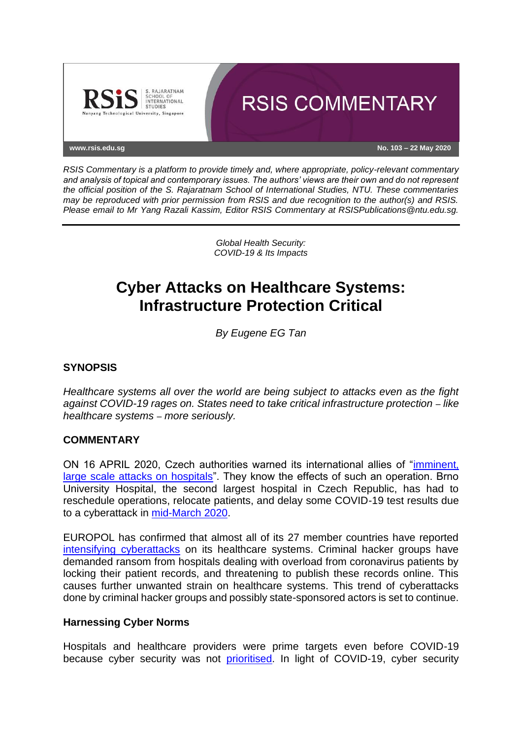RSIS COMMENTARY

www.rsis.edu.sg

No. 103 – 22 May 2020

*RSIS Commentary is a platform to provide timely and, where appropriate, policy-relevant commentary and analysis of topical and contemporary issues. The authors' views are their own and do not represent the official position of the S. Rajaratnam School of International Studies, NTU. These commentaries may be reproduced with prior permission from RSIS and due recognition to the author(s) and RSIS. Please email to Mr Yang Razali Kassim, Editor RSIS Commentary at RSISPublications@ntu.edu.sg.*

*Global Health Security: COVID-19 & Its Impacts*

# Cyber Attacks on Healthcare Systems: Infrastructure Protection Critical

*By Eugene EG Tan*

## SYNOPSIS

*Healthcare systems all over the world are being subject to attacks even as the fight against COVID-19 rages on. States need to take critical infrastructure protection – like healthcare systems – more seriously.*

## COMMENTARY

ON 16 APRIL 2020, Czech authorities warned its international allies of "imminent, large scale attacks on hospitals". They know the effects of such an operation. Brno University Hospital, the second largest hospital in Czech Republic, has had to reschedule operations, relocate patients, and delay some COVID-19 test results due to a cyberattack in mid-March 2020.

EUROPOL has confirmed that almost all of its 27 member countries have reported intensifying cyberattacks on its healthcare systems. Criminal hacker groups have demanded ransom from hospitals dealing with overload from coronavirus patients by locking their patient records, and threatening to publish these records online. This causes further unwanted strain on healthcare systems. This trend of cyberattacks done by criminal hacker groups and possibly state-sponsored actors is set to continue.

### Harnessing Cyber Norms

Hospitals and healthcare providers were prime targets even before COVID-19 because cyber security was not prioritised. In light of COVID-19, cyber security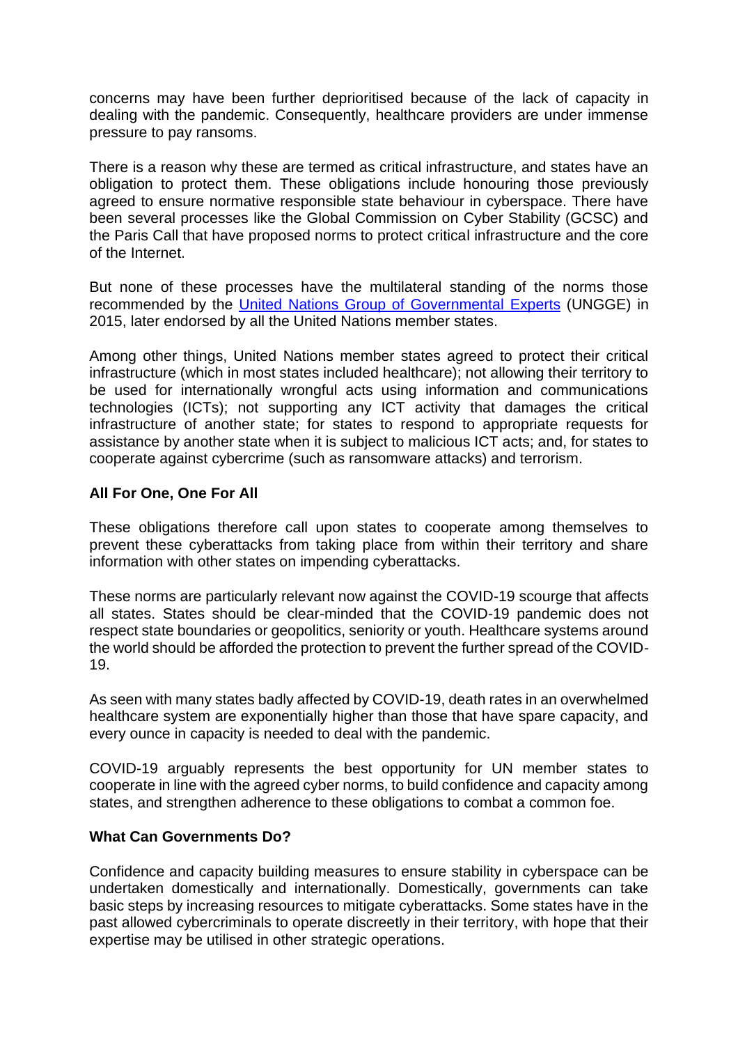concerns may have been further deprioritised because of the lack of capacity in dealing with the pandemic. Consequently, healthcare providers are under immense pressure to pay ransoms.

There is a reason why these are termed as critical infrastructure, and states have an obligation to protect them. These obligations include honouring those previously agreed to ensure normative responsible state behaviour in cyberspace. There have been several processes like the Global Commission on Cyber Stability (GCSC) and the Paris Call that have proposed norms to protect critical infrastructure and the core of the Internet.

But none of these processes have the multilateral standing of the norms those recommended by the [United Nations Group of Governmental Experts](#) (UNGGE) in 2015, later endorsed by all the United Nations member states.

Among other things, United Nations member states agreed to protect their critical infrastructure (which in most states included healthcare); not allowing their territory to be used for internationally wrongful acts using information and communications technologies (ICTs); not supporting any ICT activity that damages the critical infrastructure of another state; for states to respond to appropriate requests for assistance by another state when it is subject to malicious ICT acts; and, for states to cooperate against cybercrime (such as ransomware attacks) and terrorism.

### All For One, One For All

These obligations therefore call upon states to cooperate among themselves to prevent these cyberattacks from taking place from within their territory and share information with other states on impending cyberattacks.

These norms are particularly relevant now against the COVID-19 scourge that affects all states. States should be clear-minded that the COVID-19 pandemic does not respect state boundaries or geopolitics, seniority or youth. Healthcare systems around the world should be afforded the protection to prevent the further spread of the COVID-19.

As seen with many states badly affected by COVID-19, death rates in an overwhelmed healthcare system are exponentially higher than those that have spare capacity, and every ounce in capacity is needed to deal with the pandemic.

COVID-19 arguably represents the best opportunity for UN member states to cooperate in line with the agreed cyber norms, to build confidence and capacity among states, and strengthen adherence to these obligations to combat a common foe.

### What Can Governments Do?

Confidence and capacity building measures to ensure stability in cyberspace can be undertaken domestically and internationally. Domestically, governments can take basic steps by increasing resources to mitigate cyberattacks. Some states have in the past allowed cybercriminals to operate discreetly in their territory, with hope that their expertise may be utilised in other strategic operations.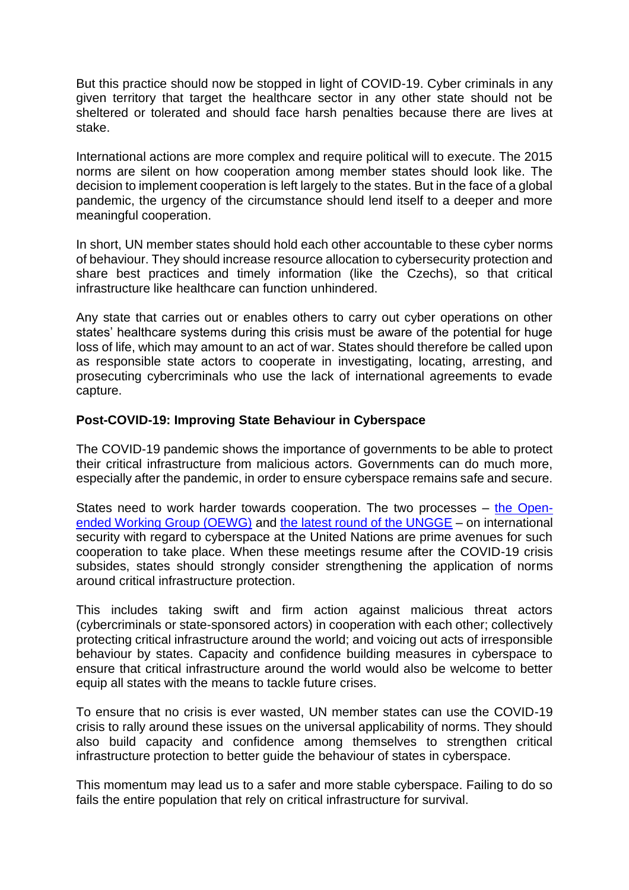But this practice should now be stopped in light of COVID-19. Cyber criminals in any given territory that target the healthcare sector in any other state should not be sheltered or tolerated and should face harsh penalties because there are lives at stake.

International actions are more complex and require political will to execute. The 2015 norms are silent on how cooperation among member states should look like. The decision to implement cooperation is left largely to the states. But in the face of a global pandemic, the urgency of the circumstance should lend itself to a deeper and more meaningful cooperation.

In short, UN member states should hold each other accountable to these cyber norms of behaviour. They should increase resource allocation to cybersecurity protection and share best practices and timely information (like the Czechs), so that critical infrastructure like healthcare can function unhindered.

Any state that carries out or enables others to carry out cyber operations on other states' healthcare systems during this crisis must be aware of the potential for huge loss of life, which may amount to an act of war. States should therefore be called upon as responsible state actors to cooperate in investigating, locating, arresting, and prosecuting cybercriminals who use the lack of international agreements to evade capture.

**Post-COVID-19: Improving State Behaviour in Cyberspace**

The COVID-19 pandemic shows the importance of governments to be able to protect their critical infrastructure from malicious actors. Governments can do much more, especially after the pandemic, in order to ensure cyberspace remains safe and secure.

States need to work harder towards cooperation. The two processes – the Open-ended Working Group (OEWG) and the latest round of the UNGGE – on international security with regard to cyberspace at the United Nations are prime avenues for such cooperation to take place. When these meetings resume after the COVID-19 crisis subsides, states should strongly consider strengthening the application of norms around critical infrastructure protection.

This includes taking swift and firm action against malicious threat actors (cybercriminals or state-sponsored actors) in cooperation with each other; collectively protecting critical infrastructure around the world; and voicing out acts of irresponsible behaviour by states. Capacity and confidence building measures in cyberspace to ensure that critical infrastructure around the world would also be welcome to better equip all states with the means to tackle future crises.

To ensure that no crisis is ever wasted, UN member states can use the COVID-19 crisis to rally around these issues on the universal applicability of norms. They should also build capacity and confidence among themselves to strengthen critical infrastructure protection to better guide the behaviour of states in cyberspace.

This momentum may lead us to a safer and more stable cyberspace. Failing to do so fails the entire population that rely on critical infrastructure for survival.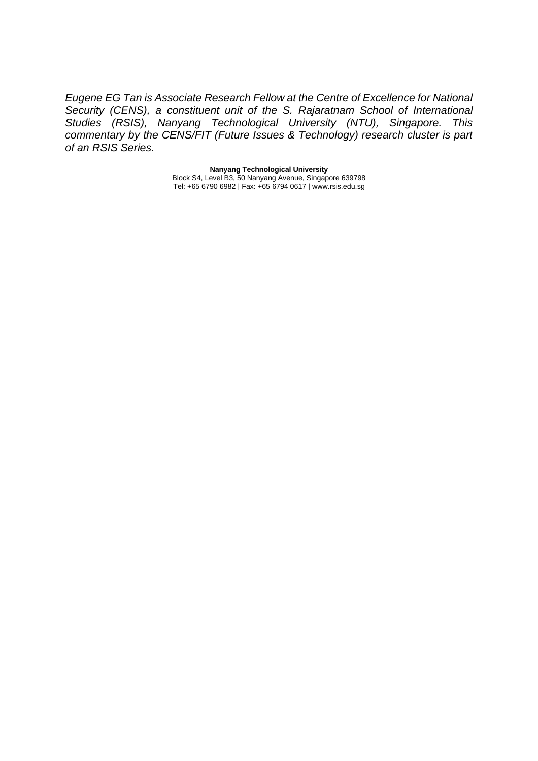*Eugene EG Tan is Associate Research Fellow at the Centre of Excellence for National Security (CENS), a constituent unit of the S. Rajaratnam School of International Studies (RSIS), Nanyang Technological University (NTU), Singapore. This commentary by the CENS/FIT (Future Issues & Technology) research cluster is part of an RSIS Series.*

---

**Nanyang Technological University**
Block S4, Level B3, 50 Nanyang Avenue, Singapore 639798
Tel: +65 6790 6982 | Fax: +65 6794 0617 | www.rsis.edu.sg